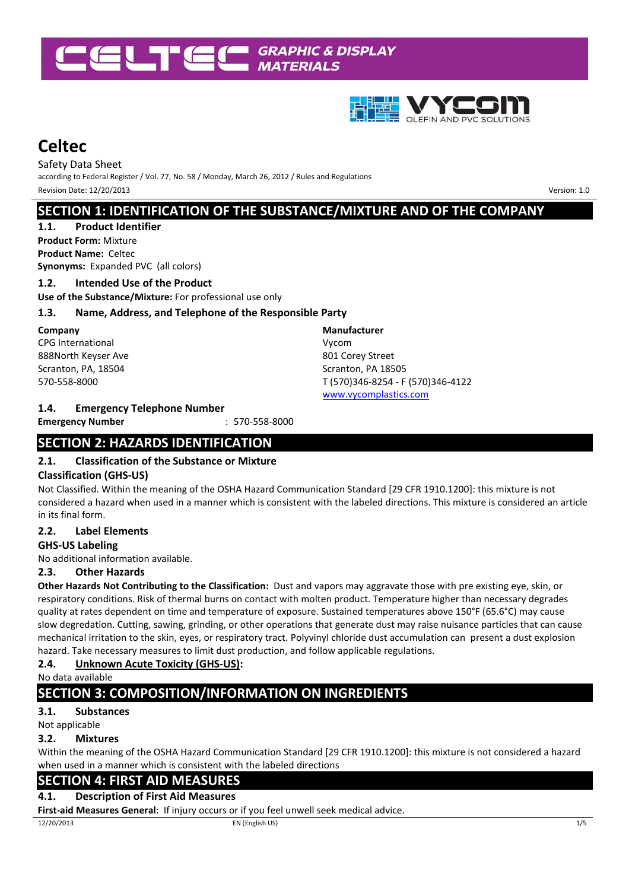# Celtec

Safety Data Sheet

according to Federal Register / Vol. 77, No. 58 / Monday, March 26, 2012 / Rules and Regulations

Revision Date: 12/20/2013 Version: 1.0

## SECTION 1: IDENTIFICATION OF THE SUBSTANCE/MIXTURE AND OF THE COMPANY

### 1.1. Product Identifier

**Product Form:** Mixture

**Product Name:** Celtec

**Synonyms:** Expanded PVC (all colors)

### 1.2. Intended Use of the Product

**Use of the Substance/Mixture:** For professional use only

### 1.3. Name, Address, and Telephone of the Responsible Party

**Company**
CPG International
888North Keyser Ave
Scranton, PA, 18504
570-558-8000

**Manufacturer**
Vycom
801 Corey Street
Scranton, PA 18505
T (570)346-8254 - F (570)346-4122
www.vycomplastics.com

### 1.4. Emergency Telephone Number

**Emergency Number** : 570-558-8000

## SECTION 2: HAZARDS IDENTIFICATION

### 2.1. Classification of the Substance or Mixture

**Classification (GHS-US)**

Not Classified. Within the meaning of the OSHA Hazard Communication Standard [29 CFR 1910.1200]: this mixture is not considered a hazard when used in a manner which is consistent with the labeled directions. This mixture is considered an article in its final form.

### 2.2. Label Elements

**GHS-US Labeling**

No additional information available.

### 2.3. Other Hazards

**Other Hazards Not Contributing to the Classification:** Dust and vapors may aggravate those with pre existing eye, skin, or respiratory conditions. Risk of thermal burns on contact with molten product. Temperature higher than necessary degrades quality at rates dependent on time and temperature of exposure. Sustained temperatures above 150°F (65.6°C) may cause slow degradation. Cutting, sawing, grinding, or other operations that generate dust may raise nuisance particles that can cause mechanical irritation to the skin, eyes, or respiratory tract. Polyvinyl chloride dust accumulation can present a dust explosion hazard. Take necessary measures to limit dust production, and follow applicable regulations.

### 2.4. Unknown Acute Toxicity (GHS-US):

No data available

## SECTION 3: COMPOSITION/INFORMATION ON INGREDIENTS

### 3.1. Substances

Not applicable

### 3.2. Mixtures

Within the meaning of the OSHA Hazard Communication Standard [29 CFR 1910.1200]: this mixture is not considered a hazard when used in a manner which is consistent with the labeled directions

## SECTION 4: FIRST AID MEASURES

### 4.1. Description of First Aid Measures

**First-aid Measures General**: If injury occurs or if you feel unwell seek medical advice.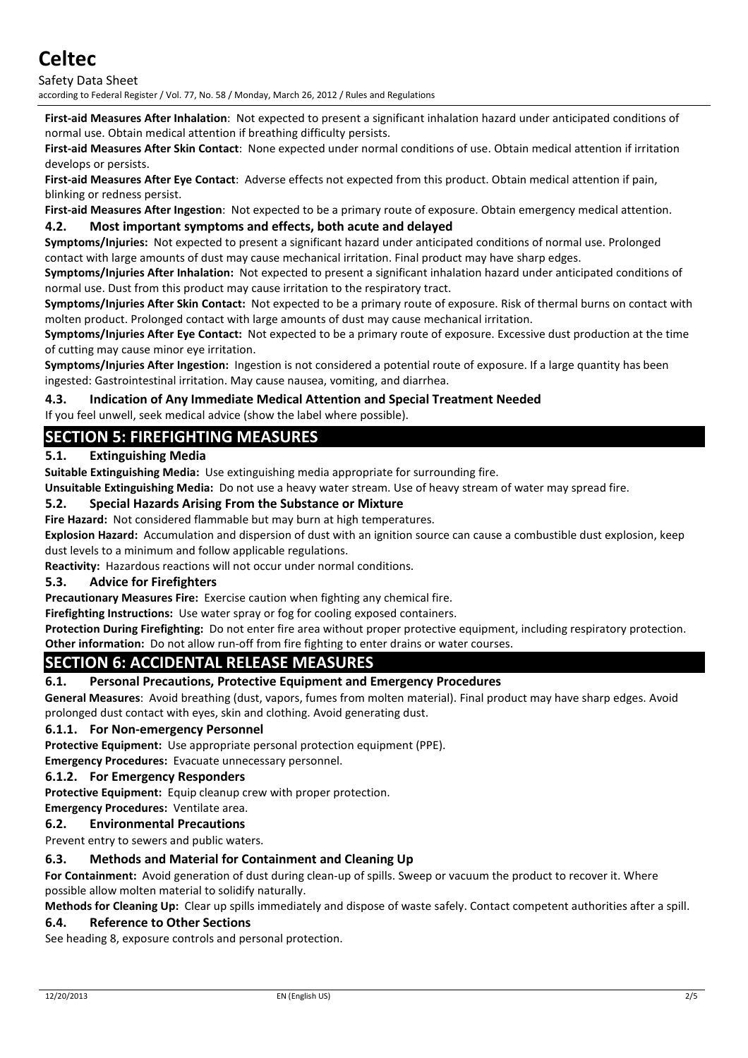**First-aid Measures After Inhalation**: Not expected to present a significant inhalation hazard under anticipated conditions of normal use. Obtain medical attention if breathing difficulty persists.

**First-aid Measures After Skin Contact**: None expected under normal conditions of use. Obtain medical attention if irritation develops or persists.

**First-aid Measures After Eye Contact**: Adverse effects not expected from this product. Obtain medical attention if pain, blinking or redness persist.

**First-aid Measures After Ingestion**: Not expected to be a primary route of exposure. Obtain emergency medical attention.

### 4.2. Most important symptoms and effects, both acute and delayed

**Symptoms/Injuries:** Not expected to present a significant hazard under anticipated conditions of normal use. Prolonged contact with large amounts of dust may cause mechanical irritation. Final product may have sharp edges.

**Symptoms/Injuries After Inhalation:** Not expected to present a significant inhalation hazard under anticipated conditions of normal use. Dust from this product may cause irritation to the respiratory tract.

**Symptoms/Injuries After Skin Contact:** Not expected to be a primary route of exposure. Risk of thermal burns on contact with molten product. Prolonged contact with large amounts of dust may cause mechanical irritation.

**Symptoms/Injuries After Eye Contact:** Not expected to be a primary route of exposure. Excessive dust production at the time of cutting may cause minor eye irritation.

**Symptoms/Injuries After Ingestion:** Ingestion is not considered a potential route of exposure. If a large quantity has been ingested: Gastrointestinal irritation. May cause nausea, vomiting, and diarrhea.

### 4.3. Indication of Any Immediate Medical Attention and Special Treatment Needed

If you feel unwell, seek medical advice (show the label where possible).

## SECTION 5: FIREFIGHTING MEASURES

### 5.1. Extinguishing Media

**Suitable Extinguishing Media:** Use extinguishing media appropriate for surrounding fire.

**Unsuitable Extinguishing Media:** Do not use a heavy water stream. Use of heavy stream of water may spread fire.

### 5.2. Special Hazards Arising From the Substance or Mixture

**Fire Hazard:** Not considered flammable but may burn at high temperatures.

**Explosion Hazard:** Accumulation and dispersion of dust with an ignition source can cause a combustible dust explosion, keep dust levels to a minimum and follow applicable regulations.

**Reactivity:** Hazardous reactions will not occur under normal conditions.

### 5.3. Advice for Firefighters

**Precautionary Measures Fire:** Exercise caution when fighting any chemical fire.

**Firefighting Instructions:** Use water spray or fog for cooling exposed containers.

**Protection During Firefighting:** Do not enter fire area without proper protective equipment, including respiratory protection.

**Other information:** Do not allow run-off from fire fighting to enter drains or water courses.

## SECTION 6: ACCIDENTAL RELEASE MEASURES

### 6.1. Personal Precautions, Protective Equipment and Emergency Procedures

**General Measures**: Avoid breathing (dust, vapors, fumes from molten material). Final product may have sharp edges. Avoid prolonged dust contact with eyes, skin and clothing. Avoid generating dust.

#### 6.1.1. For Non-emergency Personnel

**Protective Equipment:** Use appropriate personal protection equipment (PPE).

**Emergency Procedures:** Evacuate unnecessary personnel.

#### 6.1.2. For Emergency Responders

**Protective Equipment:** Equip cleanup crew with proper protection.

**Emergency Procedures:** Ventilate area.

### 6.2. Environmental Precautions

Prevent entry to sewers and public waters.

### 6.3. Methods and Material for Containment and Cleaning Up

**For Containment:** Avoid generation of dust during clean-up of spills. Sweep or vacuum the product to recover it. Where possible allow molten material to solidify naturally.

**Methods for Cleaning Up:** Clear up spills immediately and dispose of waste safely. Contact competent authorities after a spill.

### 6.4. Reference to Other Sections

See heading 8, exposure controls and personal protection.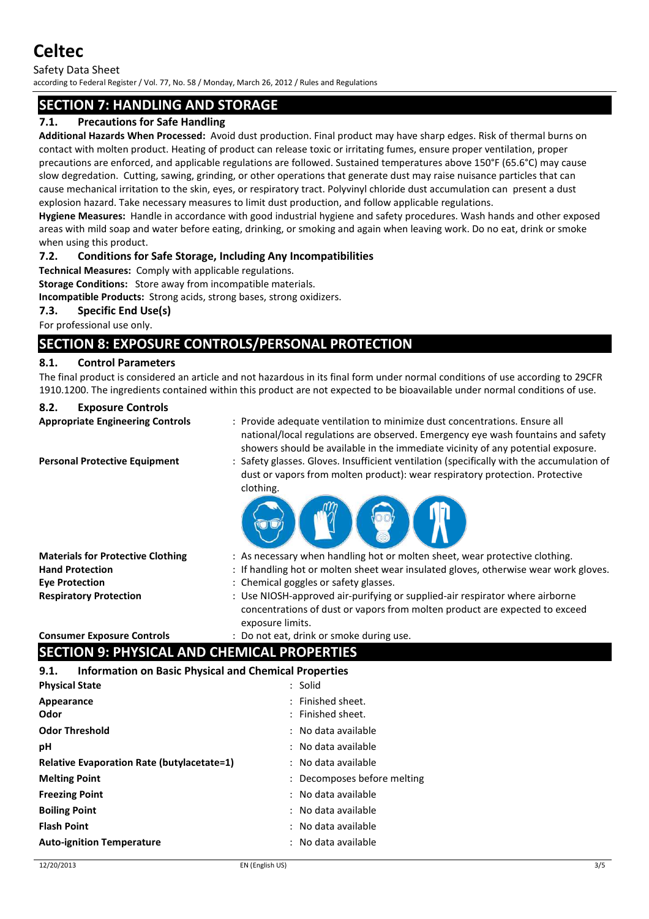## SECTION 7: HANDLING AND STORAGE

### 7.1. Precautions for Safe Handling

**Additional Hazards When Processed:** Avoid dust production. Final product may have sharp edges. Risk of thermal burns on contact with molten product. Heating of product can release toxic or irritating fumes, ensure proper ventilation, proper precautions are enforced, and applicable regulations are followed. Sustained temperatures above 150°F (65.6°C) may cause slow degradation. Cutting, sawing, grinding, or other operations that generate dust may raise nuisance particles that can cause mechanical irritation to the skin, eyes, or respiratory tract. Polyvinyl chloride dust accumulation can present a dust explosion hazard. Take necessary measures to limit dust production, and follow applicable regulations.

**Hygiene Measures:** Handle in accordance with good industrial hygiene and safety procedures. Wash hands and other exposed areas with mild soap and water before eating, drinking, or smoking and again when leaving work. Do no eat, drink or smoke when using this product.

### 7.2. Conditions for Safe Storage, Including Any Incompatibilities

**Technical Measures:** Comply with applicable regulations.

**Storage Conditions:** Store away from incompatible materials.

**Incompatible Products:** Strong acids, strong bases, strong oxidizers.

### 7.3. Specific End Use(s)

For professional use only.

## SECTION 8: EXPOSURE CONTROLS/PERSONAL PROTECTION

### 8.1. Control Parameters

The final product is considered an article and not hazardous in its final form under normal conditions of use according to 29CFR 1910.1200. The ingredients contained within this product are not expected to be bioavailable under normal conditions of use.

### 8.2. Exposure Controls

**Appropriate Engineering Controls** : Provide adequate ventilation to minimize dust concentrations. Ensure all national/local regulations are observed. Emergency eye wash fountains and safety showers should be available in the immediate vicinity of any potential exposure.

**Personal Protective Equipment** : Safety glasses. Gloves. Insufficient ventilation (specifically with the accumulation of dust or vapors from molten product): wear respiratory protection. Protective clothing.

**Materials for Protective Clothing** : As necessary when handling hot or molten sheet, wear protective clothing.

**Hand Protection** : If handling hot or molten sheet wear insulated gloves, otherwise wear work gloves.

**Eye Protection** : Chemical goggles or safety glasses.

**Respiratory Protection** : Use NIOSH-approved air-purifying or supplied-air respirator where airborne concentrations of dust or vapors from molten product are expected to exceed exposure limits.

**Consumer Exposure Controls** : Do not eat, drink or smoke during use.

## SECTION 9: PHYSICAL AND CHEMICAL PROPERTIES

### 9.1. Information on Basic Physical and Chemical Properties

**Physical State** : Solid

**Appearance** : Finished sheet.

**Odor** : Finished sheet.

**Odor Threshold** : No data available

**pH** : No data available

**Relative Evaporation Rate (butylacetate=1)** : No data available

**Melting Point** : Decomposes before melting

**Freezing Point** : No data available

**Boiling Point** : No data available

**Flash Point** : No data available

**Auto-ignition Temperature** : No data available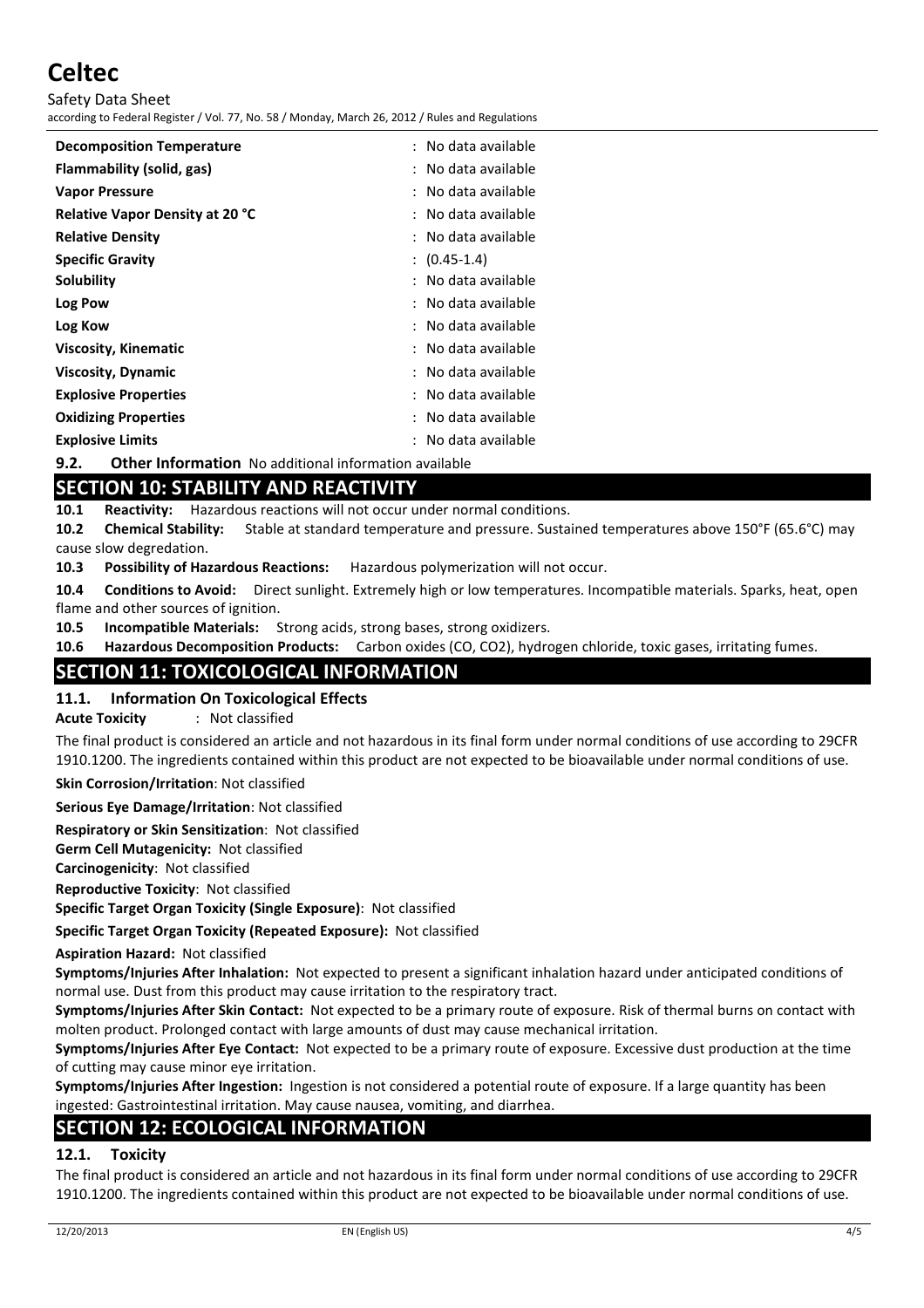| | |
|---|---|
| **Decomposition Temperature** | : No data available |
| **Flammability (solid, gas)** | : No data available |
| **Vapor Pressure** | : No data available |
| **Relative Vapor Density at 20 °C** | : No data available |
| **Relative Density** | : No data available |
| **Specific Gravity** | : (0.45-1.4) |
| **Solubility** | : No data available |
| **Log Pow** | : No data available |
| **Log Kow** | : No data available |
| **Viscosity, Kinematic** | : No data available |
| **Viscosity, Dynamic** | : No data available |
| **Explosive Properties** | : No data available |
| **Oxidizing Properties** | : No data available |
| **Explosive Limits** | : No data available |

**9.2. Other Information** No additional information available

## SECTION 10: STABILITY AND REACTIVITY

**10.1 Reactivity:** Hazardous reactions will not occur under normal conditions.

**10.2 Chemical Stability:** Stable at standard temperature and pressure. Sustained temperatures above 150°F (65.6°C) may cause slow degredation.

**10.3 Possibility of Hazardous Reactions:** Hazardous polymerization will not occur.

**10.4 Conditions to Avoid:** Direct sunlight. Extremely high or low temperatures. Incompatible materials. Sparks, heat, open flame and other sources of ignition.

**10.5 Incompatible Materials:** Strong acids, strong bases, strong oxidizers.

**10.6 Hazardous Decomposition Products:** Carbon oxides (CO, $CO_2$), hydrogen chloride, toxic gases, irritating fumes.

## SECTION 11: TOXICOLOGICAL INFORMATION

### 11.1. Information On Toxicological Effects

**Acute Toxicity** : Not classified

The final product is considered an article and not hazardous in its final form under normal conditions of use according to 29CFR 1910.1200. The ingredients contained within this product are not expected to be bioavailable under normal conditions of use.

**Skin Corrosion/Irritation**: Not classified

**Serious Eye Damage/Irritation**: Not classified

**Respiratory or Skin Sensitization**: Not classified

**Germ Cell Mutagenicity:** Not classified

**Carcinogenicity**: Not classified

**Reproductive Toxicity**: Not classified

**Specific Target Organ Toxicity (Single Exposure)**: Not classified

**Specific Target Organ Toxicity (Repeated Exposure):** Not classified

**Aspiration Hazard:** Not classified

**Symptoms/Injuries After Inhalation:** Not expected to present a significant inhalation hazard under anticipated conditions of normal use. Dust from this product may cause irritation to the respiratory tract.

**Symptoms/Injuries After Skin Contact:** Not expected to be a primary route of exposure. Risk of thermal burns on contact with molten product. Prolonged contact with large amounts of dust may cause mechanical irritation.

**Symptoms/Injuries After Eye Contact:** Not expected to be a primary route of exposure. Excessive dust production at the time of cutting may cause minor eye irritation.

**Symptoms/Injuries After Ingestion:** Ingestion is not considered a potential route of exposure. If a large quantity has been ingested: Gastrointestinal irritation. May cause nausea, vomiting, and diarrhea.

## SECTION 12: ECOLOGICAL INFORMATION

### 12.1. Toxicity

The final product is considered an article and not hazardous in its final form under normal conditions of use according to 29CFR 1910.1200. The ingredients contained within this product are not expected to be bioavailable under normal conditions of use.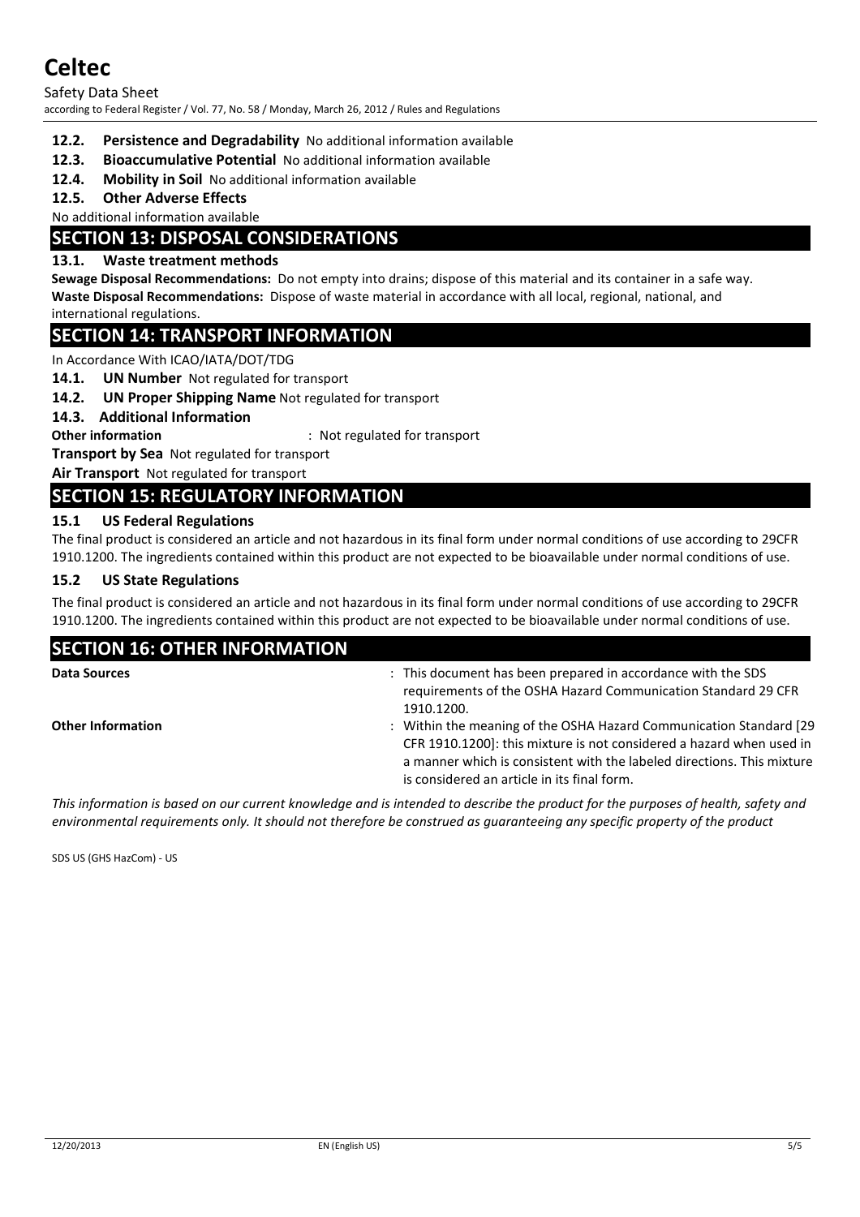**12.2. Persistence and Degradability** No additional information available

**12.3. Bioaccumulative Potential** No additional information available

**12.4. Mobility in Soil** No additional information available

**12.5. Other Adverse Effects**

No additional information available

## SECTION 13: DISPOSAL CONSIDERATIONS

### 13.1. Waste treatment methods

**Sewage Disposal Recommendations:** Do not empty into drains; dispose of this material and its container in a safe way.

**Waste Disposal Recommendations:** Dispose of waste material in accordance with all local, regional, national, and international regulations.

## SECTION 14: TRANSPORT INFORMATION

In Accordance With ICAO/IATA/DOT/TDG

**14.1. UN Number** Not regulated for transport

**14.2. UN Proper Shipping Name** Not regulated for transport

**14.3. Additional Information**

**Other information** : Not regulated for transport

**Transport by Sea** Not regulated for transport

**Air Transport** Not regulated for transport

## SECTION 15: REGULATORY INFORMATION

### 15.1 US Federal Regulations

The final product is considered an article and not hazardous in its final form under normal conditions of use according to 29CFR 1910.1200. The ingredients contained within this product are not expected to be bioavailable under normal conditions of use.

### 15.2 US State Regulations

The final product is considered an article and not hazardous in its final form under normal conditions of use according to 29CFR 1910.1200. The ingredients contained within this product are not expected to be bioavailable under normal conditions of use.

## SECTION 16: OTHER INFORMATION

**Data Sources** : This document has been prepared in accordance with the SDS requirements of the OSHA Hazard Communication Standard 29 CFR 1910.1200.

**Other Information** : Within the meaning of the OSHA Hazard Communication Standard [29 CFR 1910.1200]: this mixture is not considered a hazard when used in a manner which is consistent with the labeled directions. This mixture is considered an article in its final form.

*This information is based on our current knowledge and is intended to describe the product for the purposes of health, safety and environmental requirements only. It should not therefore be construed as guaranteeing any specific property of the product*

SDS US (GHS HazCom) - US